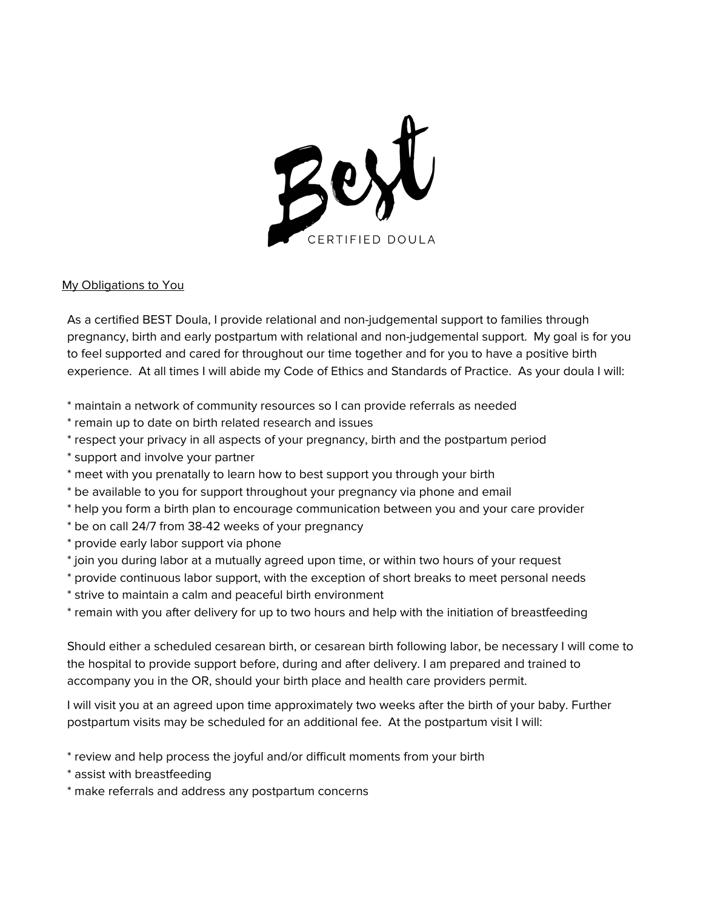# Best

CERTIFIED DOULA

My Obligations to You

As a certified BEST Doula, I provide relational and non-judgemental support to families through pregnancy, birth and early postpartum with relational and non-judgemental support. My goal is for you to feel supported and cared for throughout our time together and for you to have a positive birth experience. At all times I will abide my Code of Ethics and Standards of Practice. As your doula I will:

* maintain a network of community resources so I can provide referrals as needed
* remain up to date on birth related research and issues
* respect your privacy in all aspects of your pregnancy, birth and the postpartum period
* support and involve your partner
* meet with you prenatally to learn how to best support you through your birth
* be available to you for support throughout your pregnancy via phone and email
* help you form a birth plan to encourage communication between you and your care provider
* be on call 24/7 from 38-42 weeks of your pregnancy
* provide early labor support via phone
* join you during labor at a mutually agreed upon time, or within two hours of your request
* provide continuous labor support, with the exception of short breaks to meet personal needs
* strive to maintain a calm and peaceful birth environment
* remain with you after delivery for up to two hours and help with the initiation of breastfeeding

Should either a scheduled cesarean birth, or cesarean birth following labor, be necessary I will come to the hospital to provide support before, during and after delivery. I am prepared and trained to accompany you in the OR, should your birth place and health care providers permit.

I will visit you at an agreed upon time approximately two weeks after the birth of your baby. Further postpartum visits may be scheduled for an additional fee. At the postpartum visit I will:

* review and help process the joyful and/or difficult moments from your birth
* assist with breastfeeding
* make referrals and address any postpartum concerns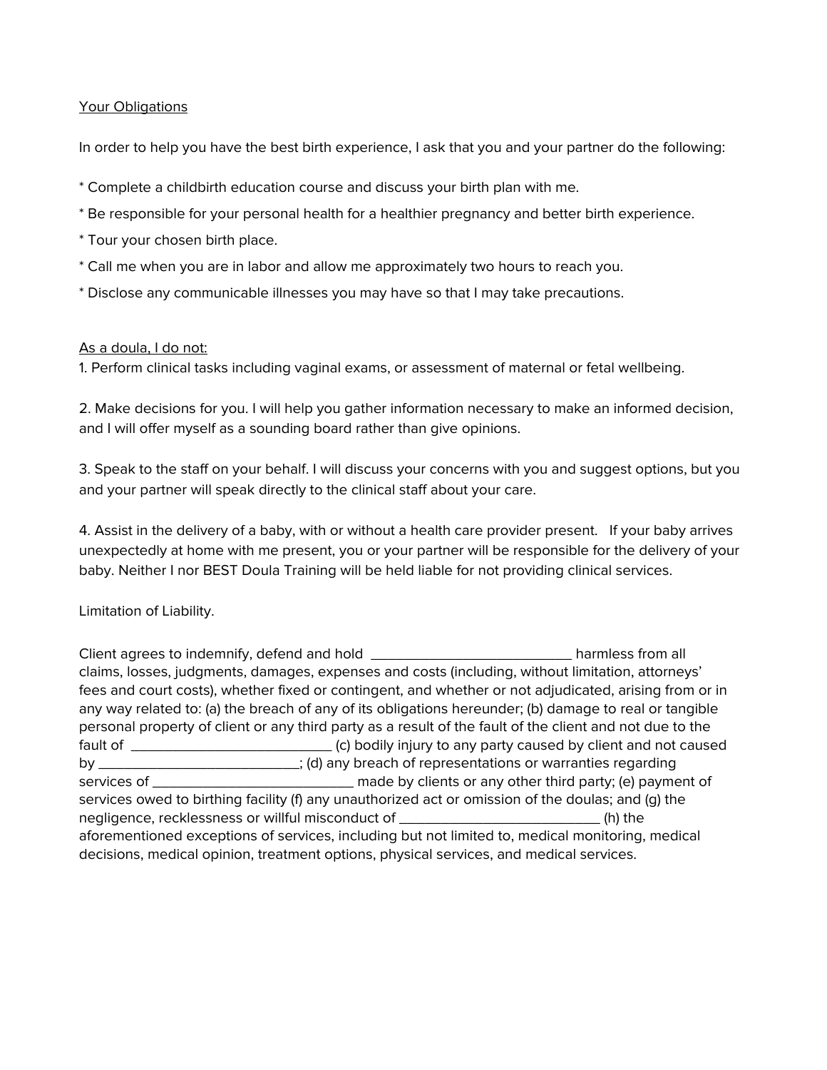<u>Your Obligations</u>

In order to help you have the best birth experience, I ask that you and your partner do the following:

* Complete a childbirth education course and discuss your birth plan with me.

* Be responsible for your personal health for a healthier pregnancy and better birth experience.

* Tour your chosen birth place.

* Call me when you are in labor and allow me approximately two hours to reach you.

* Disclose any communicable illnesses you may have so that I may take precautions.

<u>As a doula, I do not:</u>

1. Perform clinical tasks including vaginal exams, or assessment of maternal or fetal wellbeing.

2. Make decisions for you. I will help you gather information necessary to make an informed decision, and I will offer myself as a sounding board rather than give opinions.

3. Speak to the staff on your behalf. I will discuss your concerns with you and suggest options, but you and your partner will speak directly to the clinical staff about your care.

4. Assist in the delivery of a baby, with or without a health care provider present. If your baby arrives unexpectedly at home with me present, you or your partner will be responsible for the delivery of your baby. Neither I nor BEST Doula Training will be held liable for not providing clinical services.

Limitation of Liability.

Client agrees to indemnify, defend and hold __________________________ harmless from all claims, losses, judgments, damages, expenses and costs (including, without limitation, attorneys' fees and court costs), whether fixed or contingent, and whether or not adjudicated, arising from or in any way related to: (a) the breach of any of its obligations hereunder; (b) damage to real or tangible personal property of client or any third party as a result of the fault of the client and not due to the fault of __________________________ (c) bodily injury to any party caused by client and not caused by __________________________; (d) any breach of representations or warranties regarding services of __________________________ made by clients or any other third party; (e) payment of services owed to birthing facility (f) any unauthorized act or omission of the doulas; and (g) the negligence, recklessness or willful misconduct of __________________________ (h) the aforementioned exceptions of services, including but not limited to, medical monitoring, medical decisions, medical opinion, treatment options, physical services, and medical services.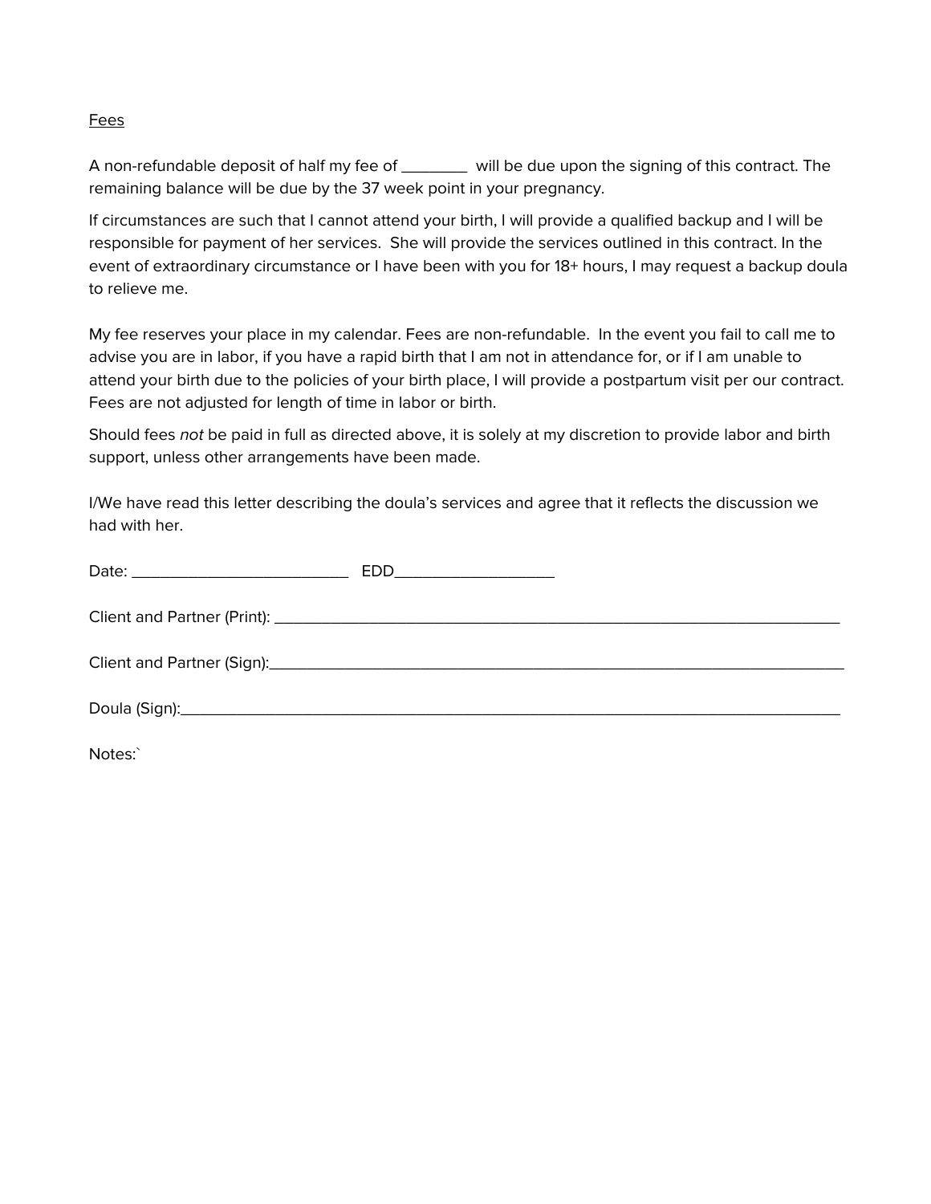<u>Fees</u>

A non-refundable deposit of half my fee of ________ will be due upon the signing of this contract. The remaining balance will be due by the 37 week point in your pregnancy.

If circumstances are such that I cannot attend your birth, I will provide a qualified backup and I will be responsible for payment of her services. She will provide the services outlined in this contract. In the event of extraordinary circumstance or I have been with you for 18+ hours, I may request a backup doula to relieve me.

My fee reserves your place in my calendar. Fees are non-refundable. In the event you fail to call me to advise you are in labor, if you have a rapid birth that I am not in attendance for, or if I am unable to attend your birth due to the policies of your birth place, I will provide a postpartum visit per our contract. Fees are not adjusted for length of time in labor or birth.

Should fees *not* be paid in full as directed above, it is solely at my discretion to provide labor and birth support, unless other arrangements have been made.

I/We have read this letter describing the doula's services and agree that it reflects the discussion we had with her.

Date: __________________________ EDD___________________

Client and Partner (Print): ______________________________________________________________________

Client and Partner (Sign):______________________________________________________________________

Doula (Sign):_______________________________________________________________________________

Notes:`